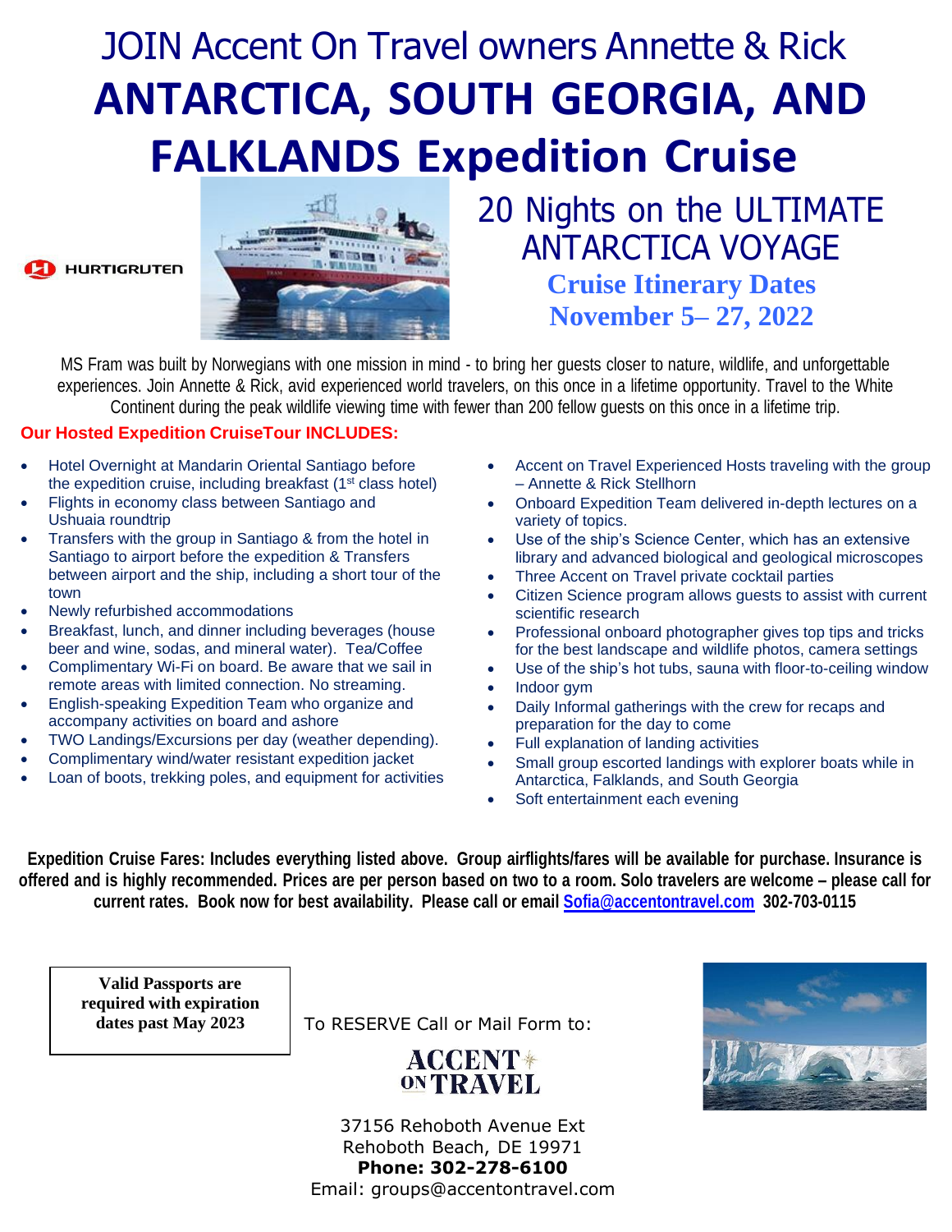# JOIN Accent On Travel owners Annette & Rick

# ANTARCTICA, SOUTH GEORGIA, AND FALKLANDS Expedition Cruise

HURTIGRUTEN

## 20 Nights on the ULTIMATE ANTARCTICA VOYAGE

### Cruise Itinerary Dates November 5– 27, 2022

MS Fram was built by Norwegians with one mission in mind - to bring her guests closer to nature, wildlife, and unforgettable experiences. Join Annette & Rick, avid experienced world travelers, on this once in a lifetime opportunity. Travel to the White Continent during the peak wildlife viewing time with fewer than 200 fellow guests on this once in a lifetime trip.

**Our Hosted Expedition CruiseTour INCLUDES:**

- Hotel Overnight at Mandarin Oriental Santiago before the expedition cruise, including breakfast (1st class hotel)
- Flights in economy class between Santiago and Ushuaia roundtrip
- Transfers with the group in Santiago & from the hotel in Santiago to airport before the expedition & Transfers between airport and the ship, including a short tour of the town
- Newly refurbished accommodations
- Breakfast, lunch, and dinner including beverages (house beer and wine, sodas, and mineral water). Tea/Coffee
- Complimentary Wi-Fi on board. Be aware that we sail in remote areas with limited connection. No streaming.
- English-speaking Expedition Team who organize and accompany activities on board and ashore
- TWO Landings/Excursions per day (weather depending).
- Complimentary wind/water resistant expedition jacket
- Loan of boots, trekking poles, and equipment for activities
- Accent on Travel Experienced Hosts traveling with the group – Annette & Rick Stellhorn
- Onboard Expedition Team delivered in-depth lectures on a variety of topics.
- Use of the ship's Science Center, which has an extensive library and advanced biological and geological microscopes
- Three Accent on Travel private cocktail parties
- Citizen Science program allows guests to assist with current scientific research
- Professional onboard photographer gives top tips and tricks for the best landscape and wildlife photos, camera settings
- Use of the ship's hot tubs, sauna with floor-to-ceiling window
- Indoor gym
- Daily Informal gatherings with the crew for recaps and preparation for the day to come
- Full explanation of landing activities
- Small group escorted landings with explorer boats while in Antarctica, Falklands, and South Georgia
- Soft entertainment each evening

**Expedition Cruise Fares: Includes everything listed above. Group airflights/fares will be available for purchase. Insurance is offered and is highly recommended. Prices are per person based on two to a room. Solo travelers are welcome – please call for current rates. Book now for best availability. Please call or email Sofia@accentontravel.com 302-703-0115**

**Valid Passports are required with expiration dates past May 2023**

To RESERVE Call or Mail Form to:

ACCENT ON TRAVEL

37156 Rehoboth Avenue Ext
Rehoboth Beach, DE 19971
**Phone: 302-278-6100**
Email: groups@accentontravel.com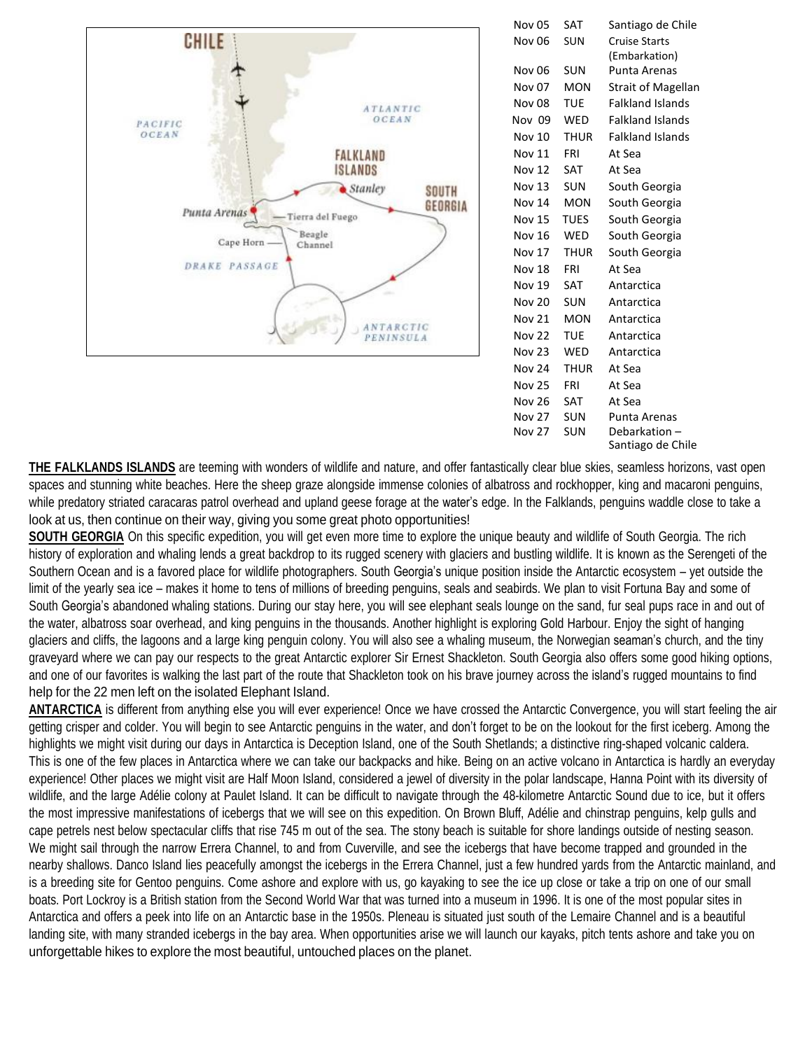| | | |
|---|---|---|
| Nov 05 | SAT | Santiago de Chile |
| Nov 06 | SUN | Cruise Starts (Embarkation) |
| Nov 06 | SUN | Punta Arenas |
| Nov 07 | MON | Strait of Magellan |
| Nov 08 | TUE | Falkland Islands |
| Nov 09 | WED | Falkland Islands |
| Nov 10 | THUR | Falkland Islands |
| Nov 11 | FRI | At Sea |
| Nov 12 | SAT | At Sea |
| Nov 13 | SUN | South Georgia |
| Nov 14 | MON | South Georgia |
| Nov 15 | TUES | South Georgia |
| Nov 16 | WED | South Georgia |
| Nov 17 | THUR | South Georgia |
| Nov 18 | FRI | At Sea |
| Nov 19 | SAT | Antarctica |
| Nov 20 | SUN | Antarctica |
| Nov 21 | MON | Antarctica |
| Nov 22 | TUE | Antarctica |
| Nov 23 | WED | Antarctica |
| Nov 24 | THUR | At Sea |
| Nov 25 | FRI | At Sea |
| Nov 26 | SAT | At Sea |
| Nov 27 | SUN | Punta Arenas |
| Nov 27 | SUN | Debarkation – Santiago de Chile |

**THE FALKLANDS ISLANDS** are teeming with wonders of wildlife and nature, and offer fantastically clear blue skies, seamless horizons, vast open spaces and stunning white beaches. Here the sheep graze alongside immense colonies of albatross and rockhopper, king and macaroni penguins, while predatory striated caracaras patrol overhead and upland geese forage at the water's edge. In the Falklands, penguins waddle close to take a look at us, then continue on their way, giving you some great photo opportunities!

**SOUTH GEORGIA** On this specific expedition, you will get even more time to explore the unique beauty and wildlife of South Georgia. The rich history of exploration and whaling lends a great backdrop to its rugged scenery with glaciers and bustling wildlife. It is known as the Serengeti of the Southern Ocean and is a favored place for wildlife photographers. South Georgia's unique position inside the Antarctic ecosystem – yet outside the limit of the yearly sea ice – makes it home to tens of millions of breeding penguins, seals and seabirds. We plan to visit Fortuna Bay and some of South Georgia's abandoned whaling stations. During our stay here, you will see elephant seals lounge on the sand, fur seal pups race in and out of the water, albatross soar overhead, and king penguins in the thousands. Another highlight is exploring Gold Harbour. Enjoy the sight of hanging glaciers and cliffs, the lagoons and a large king penguin colony. You will also see a whaling museum, the Norwegian seaman's church, and the tiny graveyard where we can pay our respects to the great Antarctic explorer Sir Ernest Shackleton. South Georgia also offers some good hiking options, and one of our favorites is walking the last part of the route that Shackleton took on his brave journey across the island's rugged mountains to find help for the 22 men left on the isolated Elephant Island.

**ANTARCTICA** is different from anything else you will ever experience! Once we have crossed the Antarctic Convergence, you will start feeling the air getting crisper and colder. You will begin to see Antarctic penguins in the water, and don't forget to be on the lookout for the first iceberg. Among the highlights we might visit during our days in Antarctica is Deception Island, one of the South Shetlands; a distinctive ring-shaped volcanic caldera. This is one of the few places in Antarctica where we can take our backpacks and hike. Being on an active volcano in Antarctica is hardly an everyday experience! Other places we might visit are Half Moon Island, considered a jewel of diversity in the polar landscape, Hanna Point with its diversity of wildlife, and the large Adélie colony at Paulet Island. It can be difficult to navigate through the 48-kilometre Antarctic Sound due to ice, but it offers the most impressive manifestations of icebergs that we will see on this expedition. On Brown Bluff, Adélie and chinstrap penguins, kelp gulls and cape petrels nest below spectacular cliffs that rise 745 m out of the sea. The stony beach is suitable for shore landings outside of nesting season. We might sail through the narrow Errera Channel, to and from Cuverville, and see the icebergs that have become trapped and grounded in the nearby shallows. Danco Island lies peacefully amongst the icebergs in the Errera Channel, just a few hundred yards from the Antarctic mainland, and is a breeding site for Gentoo penguins. Come ashore and explore with us, go kayaking to see the ice up close or take a trip on one of our small boats. Port Lockroy is a British station from the Second World War that was turned into a museum in 1996. It is one of the most popular sites in Antarctica and offers a peek into life on an Antarctic base in the 1950s. Pleneau is situated just south of the Lemaire Channel and is a beautiful landing site, with many stranded icebergs in the bay area. When opportunities arise we will launch our kayaks, pitch tents ashore and take you on unforgettable hikes to explore the most beautiful, untouched places on the planet.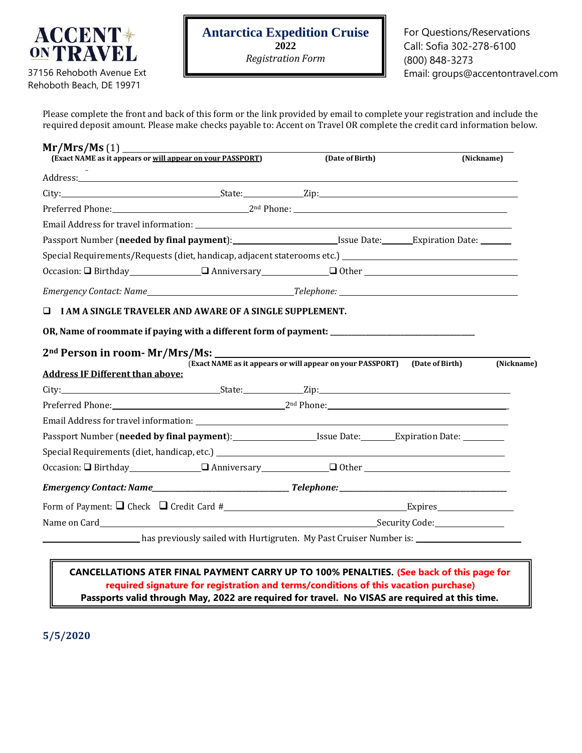**ACCENT ON TRAVEL**

37156 Rehoboth Avenue Ext
Rehoboth Beach, DE 19971

**Antarctica Expedition Cruise**
**2022**
*Registration Form*

For Questions/Reservations
Call: Sofia 302-278-6100
(800) 848-3273
Email: groups@accentontravel.com

Please complete the front and back of this form or the link provided by email to complete your registration and include the required deposit amount. Please make checks payable to: Accent on Travel OR complete the credit card information below.

**Mr/Mrs/Ms** (1) ______________________________________________
**(Exact NAME as it appears or will appear on your PASSPORT)** **(Date of Birth)** **(Nickname)**

Address: ______________________________________________

City: ____________________ State: __________ Zip: ____________________

Preferred Phone: ____________________ 2nd Phone: ____________________

Email Address for travel information: ______________________________________________

Passport Number (**needed by final payment**): ____________________ Issue Date: ______ Expiration Date: ______

Special Requirements/Requests (diet, handicap, adjacent staterooms etc.) ______________________________

Occasion: ❑ Birthday ____________ ❑ Anniversary ____________ ❑ Other ____________________

*Emergency Contact: Name* ____________________ *Telephone:* ____________________

❑ **I AM A SINGLE TRAVELER AND AWARE OF A SINGLE SUPPLEMENT.**

**OR, Name of roommate if paying with a different form of payment:** ______________________________

**2nd Person in room- Mr/Mrs/Ms:** ______________________________________________
**(Exact NAME as it appears or will appear on your PASSPORT)** **(Date of Birth)** **(Nickname)**

**Address IF Different than above:**

City: ____________________ State: __________ Zip: ____________________

Preferred Phone: ____________________ 2nd Phone: ____________________

Email Address for travel information: ______________________________________________

Passport Number (**needed by final payment**): ____________________ Issue Date: ______ Expiration Date: ______

Special Requirements (diet, handicap, etc.) ______________________________________________

Occasion: ❑ Birthday ____________ ❑ Anniversary ____________ ❑ Other ____________________

***Emergency Contact: Name*** ____________________ ***Telephone:*** ____________________

Form of Payment: ❑ Check ❑ Credit Card # ______________________________ Expires ____________

Name on Card ______________________________________________ Security Code: ____________

____________________ has previously sailed with Hurtigruten. My Past Cruiser Number is: ____________________

**CANCELLATIONS ATER FINAL PAYMENT CARRY UP TO 100% PENALTIES. (See back of this page for required signature for registration and terms/conditions of this vacation purchase)**
**Passports valid through May, 2022 are required for travel. No VISAS are required at this time.**

**5/5/2020**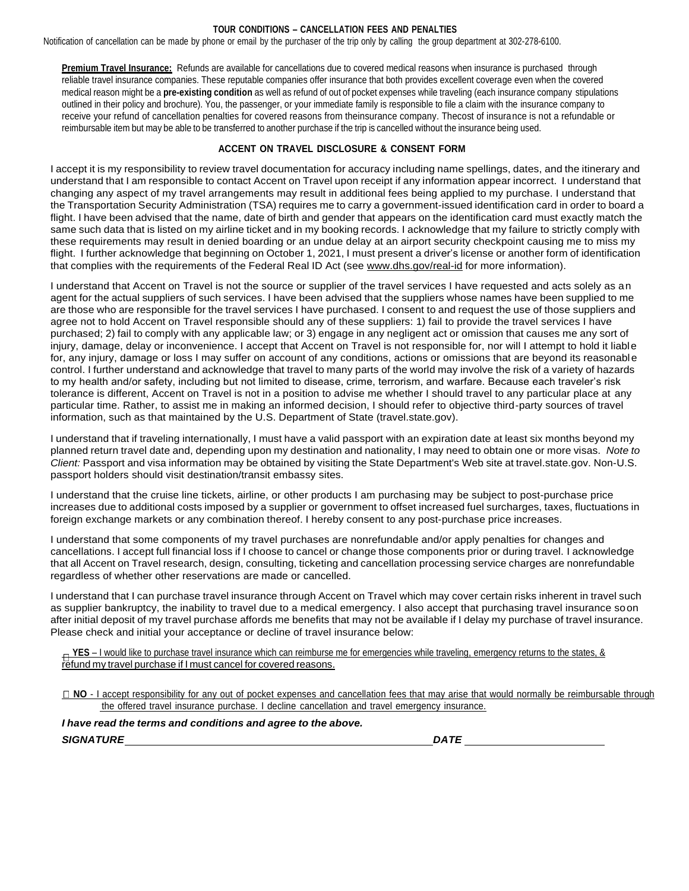### TOUR CONDITIONS – CANCELLATION FEES AND PENALTIES

Notification of cancellation can be made by phone or email by the purchaser of the trip only by calling the group department at 302-278-6100.

**Premium Travel Insurance:** Refunds are available for cancellations due to covered medical reasons when insurance is purchased through reliable travel insurance companies. These reputable companies offer insurance that both provides excellent coverage even when the covered medical reason might be a **pre-existing condition** as well as refund of out of pocket expenses while traveling (each insurance company stipulations outlined in their policy and brochure). You, the passenger, or your immediate family is responsible to file a claim with the insurance company to receive your refund of cancellation penalties for covered reasons from theinsurance company. Thecost of insurance is not a refundable or reimbursable item but may be able to be transferred to another purchase if the trip is cancelled without the insurance being used.

### ACCENT ON TRAVEL DISCLOSURE & CONSENT FORM

I accept it is my responsibility to review travel documentation for accuracy including name spellings, dates, and the itinerary and understand that I am responsible to contact Accent on Travel upon receipt if any information appear incorrect. I understand that changing any aspect of my travel arrangements may result in additional fees being applied to my purchase. I understand that the Transportation Security Administration (TSA) requires me to carry a government-issued identification card in order to board a flight. I have been advised that the name, date of birth and gender that appears on the identification card must exactly match the same such data that is listed on my airline ticket and in my booking records. I acknowledge that my failure to strictly comply with these requirements may result in denied boarding or an undue delay at an airport security checkpoint causing me to miss my flight. I further acknowledge that beginning on October 1, 2021, I must present a driver's license or another form of identification that complies with the requirements of the Federal Real ID Act (see www.dhs.gov/real-id for more information).

I understand that Accent on Travel is not the source or supplier of the travel services I have requested and acts solely as an agent for the actual suppliers of such services. I have been advised that the suppliers whose names have been supplied to me are those who are responsible for the travel services I have purchased. I consent to and request the use of those suppliers and agree not to hold Accent on Travel responsible should any of these suppliers: 1) fail to provide the travel services I have purchased; 2) fail to comply with any applicable law; or 3) engage in any negligent act or omission that causes me any sort of injury, damage, delay or inconvenience. I accept that Accent on Travel is not responsible for, nor will I attempt to hold it liable for, any injury, damage or loss I may suffer on account of any conditions, actions or omissions that are beyond its reasonable control. I further understand and acknowledge that travel to many parts of the world may involve the risk of a variety of hazards to my health and/or safety, including but not limited to disease, crime, terrorism, and warfare. Because each traveler's risk tolerance is different, Accent on Travel is not in a position to advise me whether I should travel to any particular place at any particular time. Rather, to assist me in making an informed decision, I should refer to objective third-party sources of travel information, such as that maintained by the U.S. Department of State (travel.state.gov).

I understand that if traveling internationally, I must have a valid passport with an expiration date at least six months beyond my planned return travel date and, depending upon my destination and nationality, I may need to obtain one or more visas. *Note to Client:* Passport and visa information may be obtained by visiting the State Department's Web site at travel.state.gov. Non-U.S. passport holders should visit destination/transit embassy sites.

I understand that the cruise line tickets, airline, or other products I am purchasing may be subject to post-purchase price increases due to additional costs imposed by a supplier or government to offset increased fuel surcharges, taxes, fluctuations in foreign exchange markets or any combination thereof. I hereby consent to any post-purchase price increases.

I understand that some components of my travel purchases are nonrefundable and/or apply penalties for changes and cancellations. I accept full financial loss if I choose to cancel or change those components prior or during travel. I acknowledge that all Accent on Travel research, design, consulting, ticketing and cancellation processing service charges are nonrefundable regardless of whether other reservations are made or cancelled.

I understand that I can purchase travel insurance through Accent on Travel which may cover certain risks inherent in travel such as supplier bankruptcy, the inability to travel due to a medical emergency. I also accept that purchasing travel insurance soon after initial deposit of my travel purchase affords me benefits that may not be available if I delay my purchase of travel insurance. Please check and initial your acceptance or decline of travel insurance below:

☐ **YES** – I would like to purchase travel insurance which can reimburse me for emergencies while traveling, emergency returns to the states, & refund my travel purchase if I must cancel for covered reasons.

☐ **NO** - I accept responsibility for any out of pocket expenses and cancellation fees that may arise that would normally be reimbursable through the offered travel insurance purchase. I decline cancellation and travel emergency insurance.

***I have read the terms and conditions and agree to the above.***

***SIGNATURE*** ______________________________ ***DATE*** ____________________